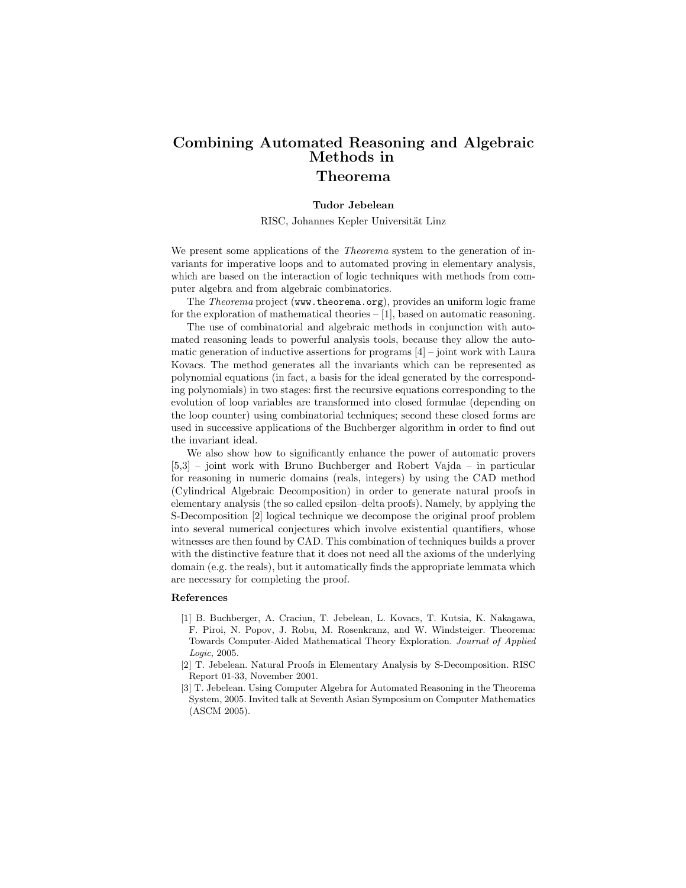# Combining Automated Reasoning and Algebraic Methods in Theorema

**Tudor Jebelean**

RISC, Johannes Kepler Universität Linz

We present some applications of the *Theorema* system to the generation of invariants for imperative loops and to automated proving in elementary analysis, which are based on the interaction of logic techniques with methods from computer algebra and from algebraic combinatorics.

The *Theorema* project (`www.theorema.org`), provides an uniform logic frame for the exploration of mathematical theories – [1], based on automatic reasoning.

The use of combinatorial and algebraic methods in conjunction with automated reasoning leads to powerful analysis tools, because they allow the automatic generation of inductive assertions for programs [4] – joint work with Laura Kovacs. The method generates all the invariants which can be represented as polynomial equations (in fact, a basis for the ideal generated by the corresponding polynomials) in two stages: first the recursive equations corresponding to the evolution of loop variables are transformed into closed formulae (depending on the loop counter) using combinatorial techniques; second these closed forms are used in successive applications of the Buchberger algorithm in order to find out the invariant ideal.

We also show how to significantly enhance the power of automatic provers [5,3] – joint work with Bruno Buchberger and Robert Vajda – in particular for reasoning in numeric domains (reals, integers) by using the CAD method (Cylindrical Algebraic Decomposition) in order to generate natural proofs in elementary analysis (the so called epsilon–delta proofs). Namely, by applying the S-Decomposition [2] logical technique we decompose the original proof problem into several numerical conjectures which involve existential quantifiers, whose witnesses are then found by CAD. This combination of techniques builds a prover with the distinctive feature that it does not need all the axioms of the underlying domain (e.g. the reals), but it automatically finds the appropriate lemmata which are necessary for completing the proof.

### References

[1] B. Buchberger, A. Craciun, T. Jebelean, L. Kovacs, T. Kutsia, K. Nakagawa, F. Piroi, N. Popov, J. Robu, M. Rosenkranz, and W. Windsteiger. Theorema: Towards Computer-Aided Mathematical Theory Exploration. *Journal of Applied Logic*, 2005.

[2] T. Jebelean. Natural Proofs in Elementary Analysis by S-Decomposition. RISC Report 01-33, November 2001.

[3] T. Jebelean. Using Computer Algebra for Automated Reasoning in the Theorema System, 2005. Invited talk at Seventh Asian Symposium on Computer Mathematics (ASCM 2005).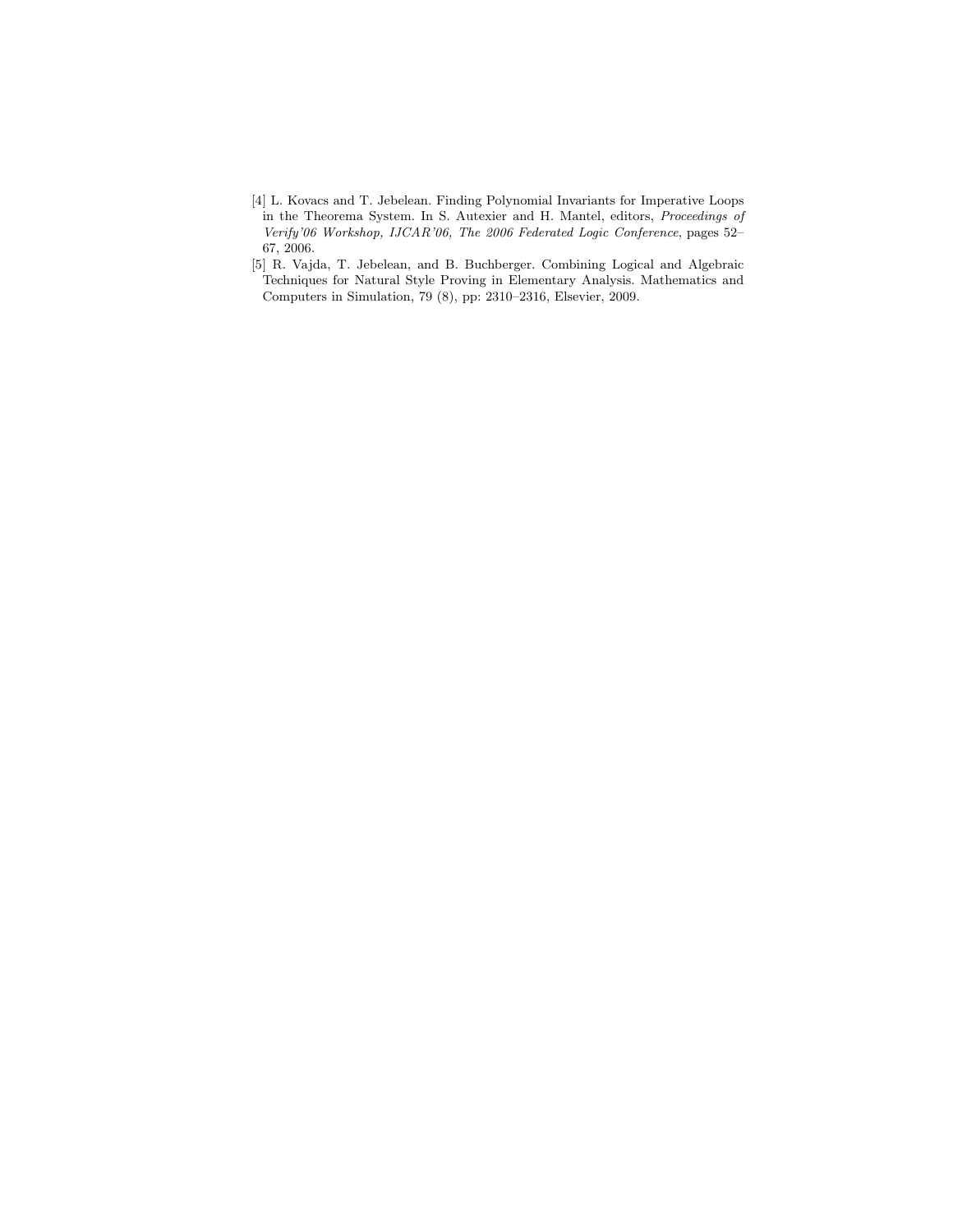[4] L. Kovacs and T. Jebelean. Finding Polynomial Invariants for Imperative Loops in the Theorema System. In S. Autexier and H. Mantel, editors, *Proceedings of Verify'06 Workshop, IJCAR'06, The 2006 Federated Logic Conference*, pages 52–67, 2006.

[5] R. Vajda, T. Jebelean, and B. Buchberger. Combining Logical and Algebraic Techniques for Natural Style Proving in Elementary Analysis. Mathematics and Computers in Simulation, 79 (8), pp: 2310–2316, Elsevier, 2009.